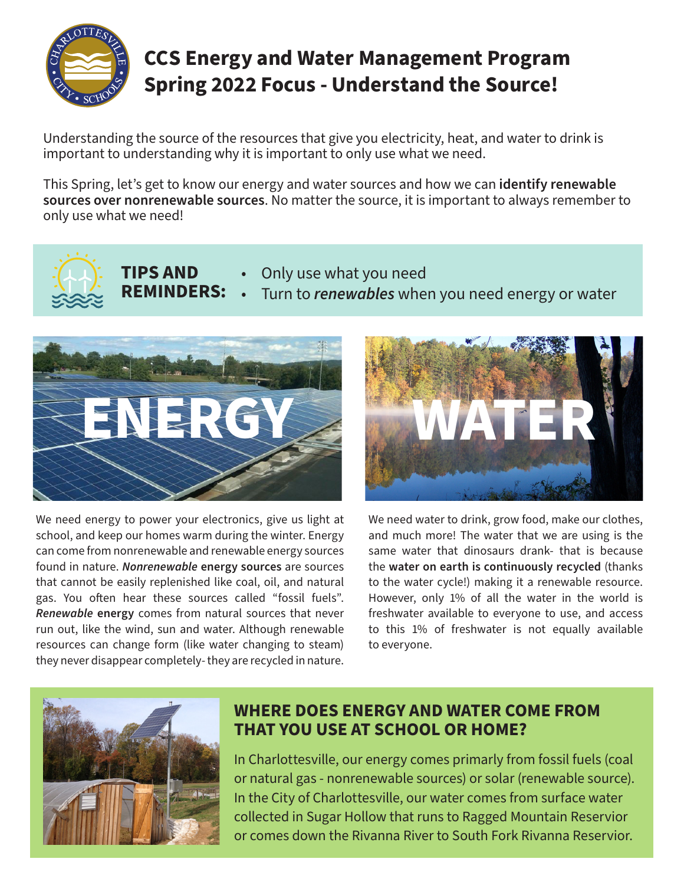# CCS Energy and Water Management Program
# Spring 2022 Focus - Understand the Source!

Understanding the source of the resources that give you electricity, heat, and water to drink is important to understanding why it is important to only use what we need.

This Spring, let's get to know our energy and water sources and how we can **identify renewable sources over nonrenewable sources**. No matter the source, it is important to always remember to only use what we need!

**TIPS AND REMINDERS:**

- Only use what you need
- Turn to ***renewables*** when you need energy or water

## ENERGY

We need energy to power your electronics, give us light at school, and keep our homes warm during the winter. Energy can come from nonrenewable and renewable energy sources found in nature. ***Nonrenewable*** **energy sources** are sources that cannot be easily replenished like coal, oil, and natural gas. You often hear these sources called "fossil fuels". ***Renewable*** **energy** comes from natural sources that never run out, like the wind, sun and water. Although renewable resources can change form (like water changing to steam) they never disappear completely- they are recycled in nature.

## WATER

We need water to drink, grow food, make our clothes, and much more! The water that we are using is the same water that dinosaurs drank- that is because the **water on earth is continuously recycled** (thanks to the water cycle!) making it a renewable resource. However, only 1% of all the water in the world is freshwater available to everyone to use, and access to this 1% of freshwater is not equally available to everyone.

## WHERE DOES ENERGY AND WATER COME FROM THAT YOU USE AT SCHOOL OR HOME?

In Charlottesville, our energy comes primarily from fossil fuels (coal or natural gas - nonrenewable sources) or solar (renewable source). In the City of Charlottesville, our water comes from surface water collected in Sugar Hollow that runs to Ragged Mountain Reservior or comes down the Rivanna River to South Fork Rivanna Reservior.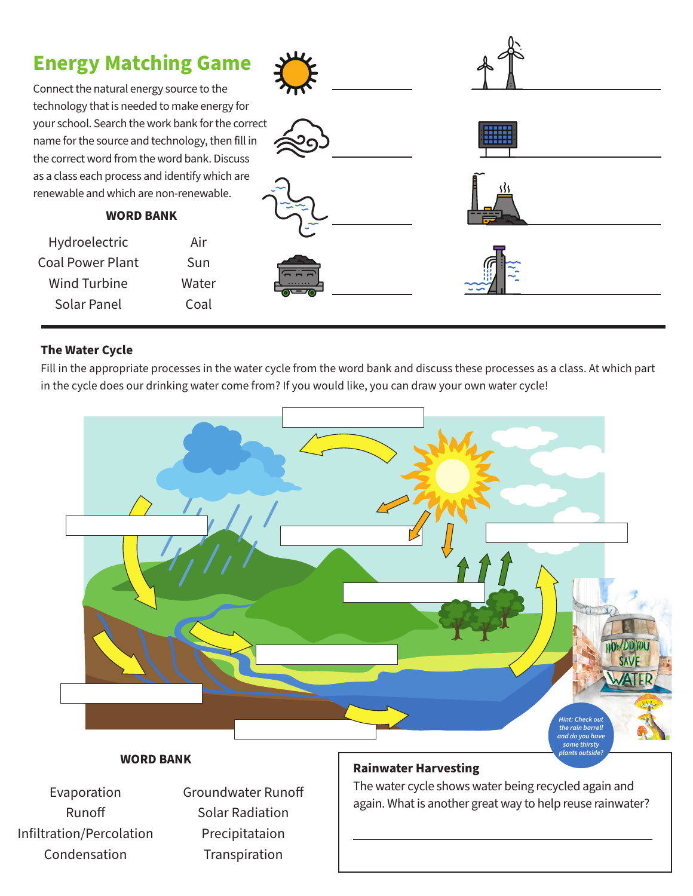## Energy Matching Game

Connect the natural energy source to the technology that is needed to make energy for your school. Search the work bank for the correct name for the source and technology, then fill in the correct word from the word bank. Discuss as a class each process and identify which are renewable and which are non-renewable.

**WORD BANK**

| | |
|---|---|
| Hydroelectric | Air |
| Coal Power Plant | Sun |
| Wind Turbine | Water |
| Solar Panel | Coal |

### The Water Cycle

Fill in the appropriate processes in the water cycle from the word bank and discuss these processes as a class. At which part in the cycle does our drinking water come from? If you would like, you can draw your own water cycle!

HOW DO YOU SAVE WATER

*Hint: Check out the rain barrell and do you have some thirsty plants outside?*

**WORD BANK**

| | |
|---|---|
| Evaporation | Groundwater Runoff |
| Runoff | Solar Radiation |
| Infiltration/Percolation | Precipitataion |
| Condensation | Transpiration |

**Rainwater Harvesting**

The water cycle shows water being recycled again and again. What is another great way to help reuse rainwater?